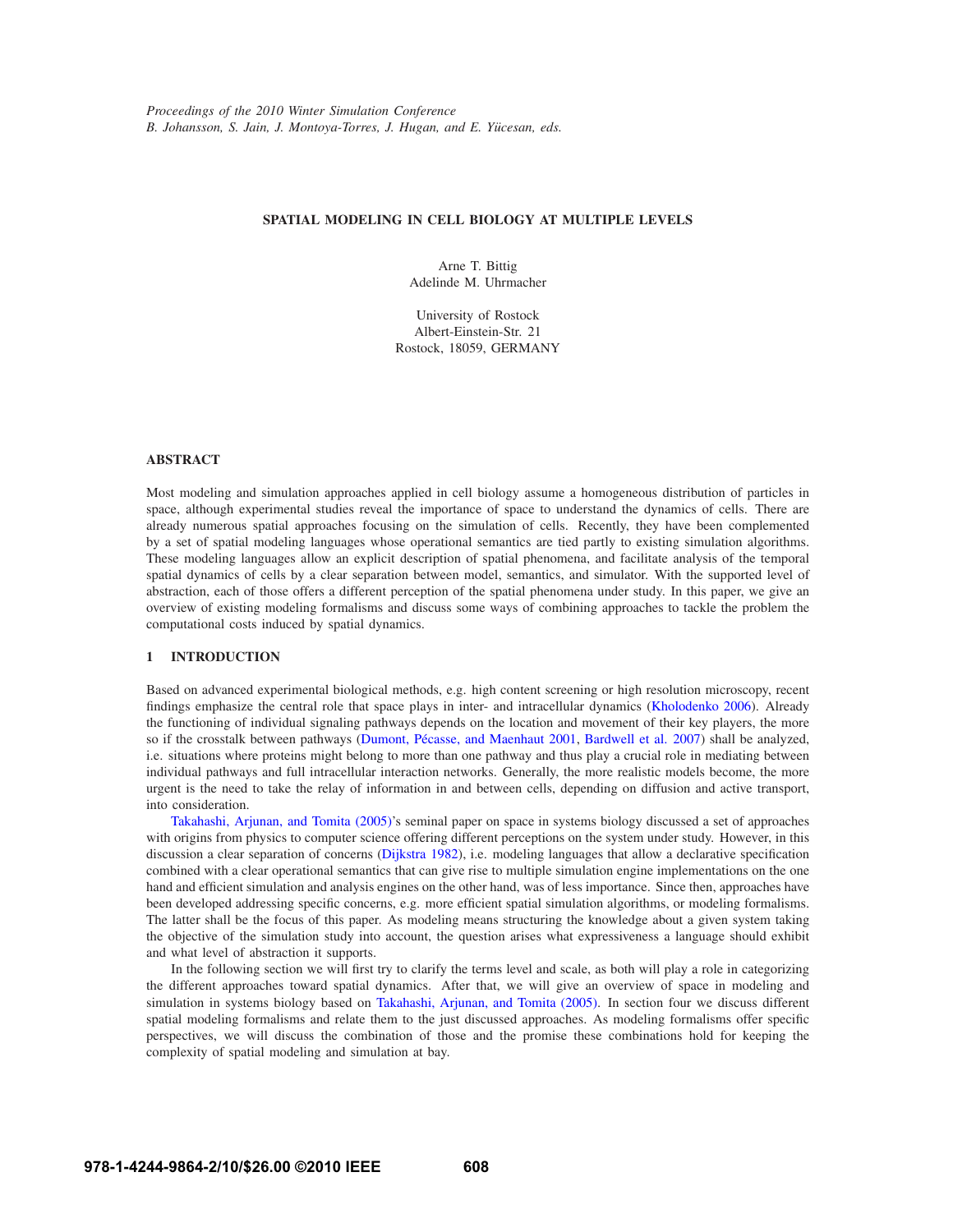*Proceedings of the 2010 Winter Simulation Conference*
*B. Johansson, S. Jain, J. Montoya-Torres, J. Hugan, and E. Yücesan, eds.*

# SPATIAL MODELING IN CELL BIOLOGY AT MULTIPLE LEVELS

Arne T. Bittig
Adelinde M. Uhrmacher

University of Rostock
Albert-Einstein-Str. 21
Rostock, 18059, GERMANY

## ABSTRACT

Most modeling and simulation approaches applied in cell biology assume a homogeneous distribution of particles in space, although experimental studies reveal the importance of space to understand the dynamics of cells. There are already numerous spatial approaches focusing on the simulation of cells. Recently, they have been complemented by a set of spatial modeling languages whose operational semantics are tied partly to existing simulation algorithms. These modeling languages allow an explicit description of spatial phenomena, and facilitate analysis of the temporal spatial dynamics of cells by a clear separation between model, semantics, and simulator. With the supported level of abstraction, each of those offers a different perception of the spatial phenomena under study. In this paper, we give an overview of existing modeling formalisms and discuss some ways of combining approaches to tackle the problem the computational costs induced by spatial dynamics.

## 1 INTRODUCTION

Based on advanced experimental biological methods, e.g. high content screening or high resolution microscopy, recent findings emphasize the central role that space plays in inter- and intracellular dynamics (Kholodenko 2006). Already the functioning of individual signaling pathways depends on the location and movement of their key players, the more so if the crosstalk between pathways (Dumont, Pécasse, and Maenhaut 2001, Bardwell et al. 2007) shall be analyzed, i.e. situations where proteins might belong to more than one pathway and thus play a crucial role in mediating between individual pathways and full intracellular interaction networks. Generally, the more realistic models become, the more urgent is the need to take the relay of information in and between cells, depending on diffusion and active transport, into consideration.

Takahashi, Arjunan, and Tomita (2005)'s seminal paper on space in systems biology discussed a set of approaches with origins from physics to computer science offering different perceptions on the system under study. However, in this discussion a clear separation of concerns (Dijkstra 1982), i.e. modeling languages that allow a declarative specification combined with a clear operational semantics that can give rise to multiple simulation engine implementations on the one hand and efficient simulation and analysis engines on the other hand, was of less importance. Since then, approaches have been developed addressing specific concerns, e.g. more efficient spatial simulation algorithms, or modeling formalisms. The latter shall be the focus of this paper. As modeling means structuring the knowledge about a given system taking the objective of the simulation study into account, the question arises what expressiveness a language should exhibit and what level of abstraction it supports.

In the following section we will first try to clarify the terms level and scale, as both will play a role in categorizing the different approaches toward spatial dynamics. After that, we will give an overview of space in modeling and simulation in systems biology based on Takahashi, Arjunan, and Tomita (2005). In section four we discuss different spatial modeling formalisms and relate them to the just discussed approaches. As modeling formalisms offer specific perspectives, we will discuss the combination of those and the promise these combinations hold for keeping the complexity of spatial modeling and simulation at bay.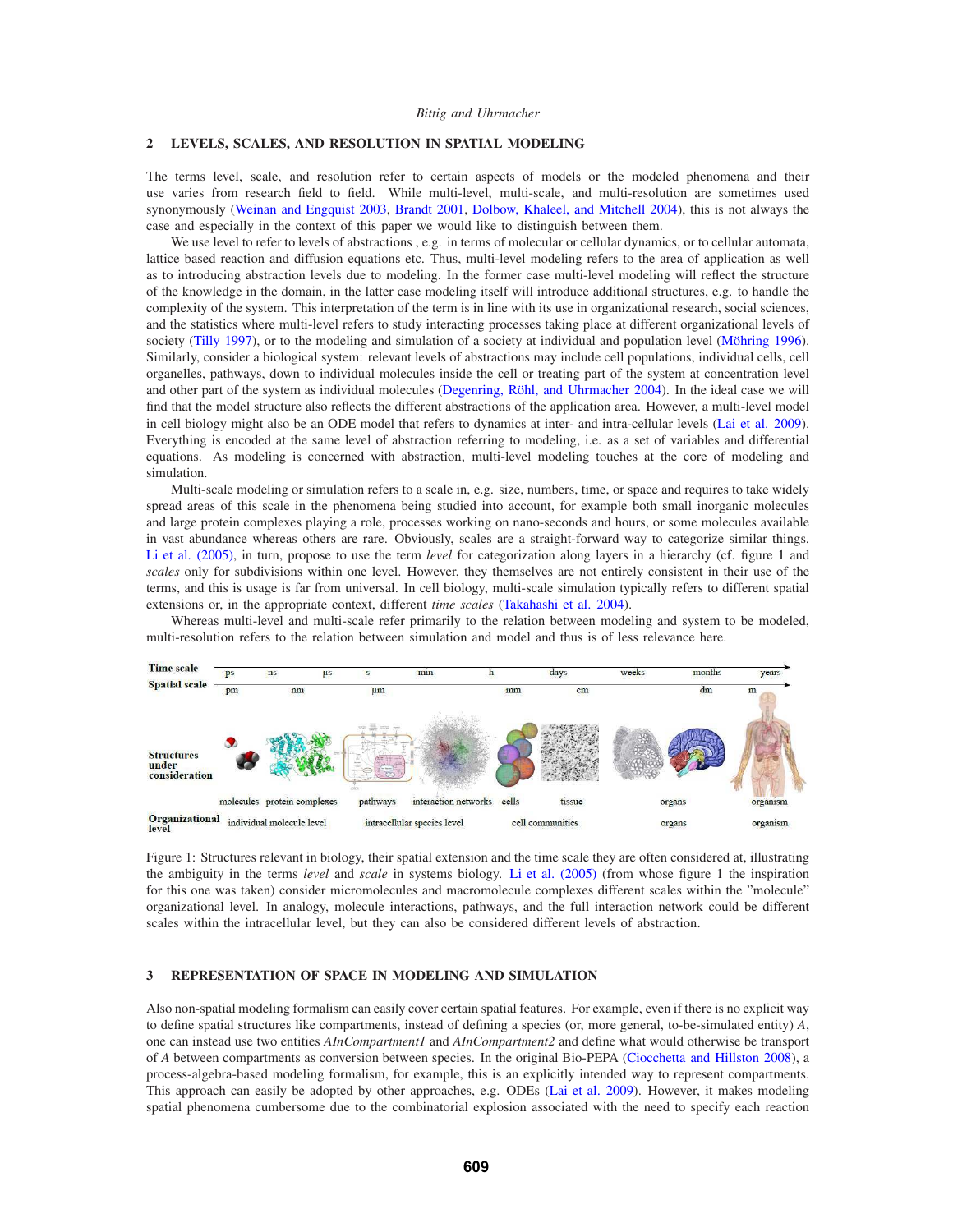## 2 LEVELS, SCALES, AND RESOLUTION IN SPATIAL MODELING

The terms level, scale, and resolution refer to certain aspects of models or the modeled phenomena and their use varies from research field to field. While multi-level, multi-scale, and multi-resolution are sometimes used synonymously (Weinan and Engquist 2003, Brandt 2001, Dolbow, Khaleel, and Mitchell 2004), this is not always the case and especially in the context of this paper we would like to distinguish between them.

We use level to refer to levels of abstractions , e.g. in terms of molecular or cellular dynamics, or to cellular automata, lattice based reaction and diffusion equations etc. Thus, multi-level modeling refers to the area of application as well as to introducing abstraction levels due to modeling. In the former case multi-level modeling will reflect the structure of the knowledge in the domain, in the latter case modeling itself will introduce additional structures, e.g. to handle the complexity of the system. This interpretation of the term is in line with its use in organizational research, social sciences, and the statistics where multi-level refers to study interacting processes taking place at different organizational levels of society (Tilly 1997), or to the modeling and simulation of a society at individual and population level (Möhring 1996). Similarly, consider a biological system: relevant levels of abstractions may include cell populations, individual cells, cell organelles, pathways, down to individual molecules inside the cell or treating part of the system at concentration level and other part of the system as individual molecules (Degenring, Röhl, and Uhrmacher 2004). In the ideal case we will find that the model structure also reflects the different abstractions of the application area. However, a multi-level model in cell biology might also be an ODE model that refers to dynamics at inter- and intra-cellular levels (Lai et al. 2009). Everything is encoded at the same level of abstraction referring to modeling, i.e. as a set of variables and differential equations. As modeling is concerned with abstraction, multi-level modeling touches at the core of modeling and simulation.

Multi-scale modeling or simulation refers to a scale in, e.g. size, numbers, time, or space and requires to take widely spread areas of this scale in the phenomena being studied into account, for example both small inorganic molecules and large protein complexes playing a role, processes working on nano-seconds and hours, or some molecules available in vast abundance whereas others are rare. Obviously, scales are a straight-forward way to categorize similar things. Li et al. (2005), in turn, propose to use the term *level* for categorization along layers in a hierarchy (cf. figure 1 and *scales* only for subdivisions within one level. However, they themselves are not entirely consistent in their use of the terms, and this is usage is far from universal. In cell biology, multi-scale simulation typically refers to different spatial extensions or, in the appropriate context, different *time scales* (Takahashi et al. 2004).

Whereas multi-level and multi-scale refer primarily to the relation between modeling and system to be modeled, multi-resolution refers to the relation between simulation and model and thus is of less relevance here.

Time scale: ps, ns, μs, s, min, h, days, weeks, months, years

Spatial scale: pm, nm, μm, mm, cm, dm, m

Structures under consideration: molecules, protein complexes, pathways, interaction networks, cells, tissue, organs, organism

Organizational level: individual molecule level, intracellular species level, cell communities, organs, organism

Figure 1: Structures relevant in biology, their spatial extension and the time scale they are often considered at, illustrating the ambiguity in the terms *level* and *scale* in systems biology. Li et al. (2005) (from whose figure 1 the inspiration for this one was taken) consider micromolecules and macromolecule complexes different scales within the "molecule" organizational level. In analogy, molecule interactions, pathways, and the full interaction network could be different scales within the intracellular level, but they can also be considered different levels of abstraction.

## 3 REPRESENTATION OF SPACE IN MODELING AND SIMULATION

Also non-spatial modeling formalism can easily cover certain spatial features. For example, even if there is no explicit way to define spatial structures like compartments, instead of defining a species (or, more general, to-be-simulated entity) *A*, one can instead use two entities *AInCompartment1* and *AInCompartment2* and define what would otherwise be transport of *A* between compartments as conversion between species. In the original Bio-PEPA (Ciocchetta and Hillston 2008), a process-algebra-based modeling formalism, for example, this is an explicitly intended way to represent compartments. This approach can easily be adopted by other approaches, e.g. ODEs (Lai et al. 2009). However, it makes modeling spatial phenomena cumbersome due to the combinatorial explosion associated with the need to specify each reaction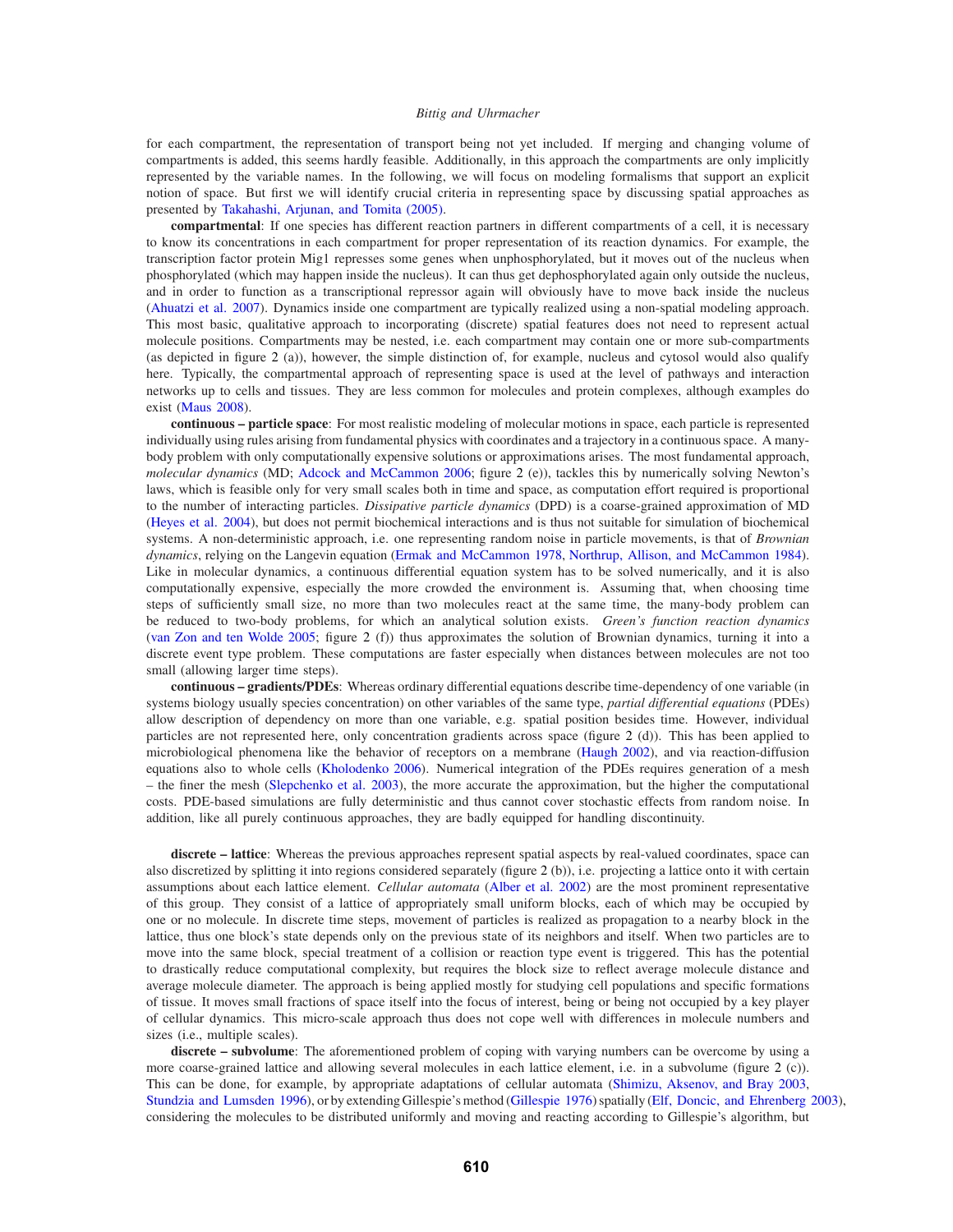for each compartment, the representation of transport being not yet included. If merging and changing volume of compartments is added, this seems hardly feasible. Additionally, in this approach the compartments are only implicitly represented by the variable names. In the following, we will focus on modeling formalisms that support an explicit notion of space. But first we will identify crucial criteria in representing space by discussing spatial approaches as presented by Takahashi, Arjunan, and Tomita (2005).

**compartmental**: If one species has different reaction partners in different compartments of a cell, it is necessary to know its concentrations in each compartment for proper representation of its reaction dynamics. For example, the transcription factor protein Mig1 represses some genes when unphosphorylated, but it moves out of the nucleus when phosphorylated (which may happen inside the nucleus). It can thus get dephosphorylated again only outside the nucleus, and in order to function as a transcriptional repressor again will obviously have to move back inside the nucleus (Ahuatzi et al. 2007). Dynamics inside one compartment are typically realized using a non-spatial modeling approach. This most basic, qualitative approach to incorporating (discrete) spatial features does not need to represent actual molecule positions. Compartments may be nested, i.e. each compartment may contain one or more sub-compartments (as depicted in figure 2 (a)), however, the simple distinction of, for example, nucleus and cytosol would also qualify here. Typically, the compartmental approach of representing space is used at the level of pathways and interaction networks up to cells and tissues. They are less common for molecules and protein complexes, although examples do exist (Maus 2008).

**continuous – particle space**: For most realistic modeling of molecular motions in space, each particle is represented individually using rules arising from fundamental physics with coordinates and a trajectory in a continuous space. A many-body problem with only computationally expensive solutions or approximations arises. The most fundamental approach, *molecular dynamics* (MD; Adcock and McCammon 2006; figure 2 (e)), tackles this by numerically solving Newton's laws, which is feasible only for very small scales both in time and space, as computation effort required is proportional to the number of interacting particles. *Dissipative particle dynamics* (DPD) is a coarse-grained approximation of MD (Heyes et al. 2004), but does not permit biochemical interactions and is thus not suitable for simulation of biochemical systems. A non-deterministic approach, i.e. one representing random noise in particle movements, is that of *Brownian dynamics*, relying on the Langevin equation (Ermak and McCammon 1978, Northrup, Allison, and McCammon 1984). Like in molecular dynamics, a continuous differential equation system has to be solved numerically, and it is also computationally expensive, especially the more crowded the environment is. Assuming that, when choosing time steps of sufficiently small size, no more than two molecules react at the same time, the many-body problem can be reduced to two-body problems, for which an analytical solution exists. *Green's function reaction dynamics* (van Zon and ten Wolde 2005; figure 2 (f)) thus approximates the solution of Brownian dynamics, turning it into a discrete event type problem. These computations are faster especially when distances between molecules are not too small (allowing larger time steps).

**continuous – gradients/PDEs**: Whereas ordinary differential equations describe time-dependency of one variable (in systems biology usually species concentration) on other variables of the same type, *partial differential equations* (PDEs) allow description of dependency on more than one variable, e.g. spatial position besides time. However, individual particles are not represented here, only concentration gradients across space (figure 2 (d)). This has been applied to microbiological phenomena like the behavior of receptors on a membrane (Haugh 2002), and via reaction-diffusion equations also to whole cells (Kholodenko 2006). Numerical integration of the PDEs requires generation of a mesh – the finer the mesh (Slepchenko et al. 2003), the more accurate the approximation, but the higher the computational costs. PDE-based simulations are fully deterministic and thus cannot cover stochastic effects from random noise. In addition, like all purely continuous approaches, they are badly equipped for handling discontinuity.

**discrete – lattice**: Whereas the previous approaches represent spatial aspects by real-valued coordinates, space can also discretized by splitting it into regions considered separately (figure 2 (b)), i.e. projecting a lattice onto it with certain assumptions about each lattice element. *Cellular automata* (Alber et al. 2002) are the most prominent representative of this group. They consist of a lattice of appropriately small uniform blocks, each of which may be occupied by one or no molecule. In discrete time steps, movement of particles is realized as propagation to a nearby block in the lattice, thus one block's state depends only on the previous state of its neighbors and itself. When two particles are to move into the same block, special treatment of a collision or reaction type event is triggered. This has the potential to drastically reduce computational complexity, but requires the block size to reflect average molecule distance and average molecule diameter. The approach is being applied mostly for studying cell populations and specific formations of tissue. It moves small fractions of space itself into the focus of interest, being or being not occupied by a key player of cellular dynamics. This micro-scale approach thus does not cope well with differences in molecule numbers and sizes (i.e., multiple scales).

**discrete – subvolume**: The aforementioned problem of coping with varying numbers can be overcome by using a more coarse-grained lattice and allowing several molecules in each lattice element, i.e. in a subvolume (figure 2 (c)). This can be done, for example, by appropriate adaptations of cellular automata (Shimizu, Aksenov, and Bray 2003, Stundzia and Lumsden 1996), or by extending Gillespie's method (Gillespie 1976) spatially (Elf, Doncic, and Ehrenberg 2003), considering the molecules to be distributed uniformly and moving and reacting according to Gillespie's algorithm, but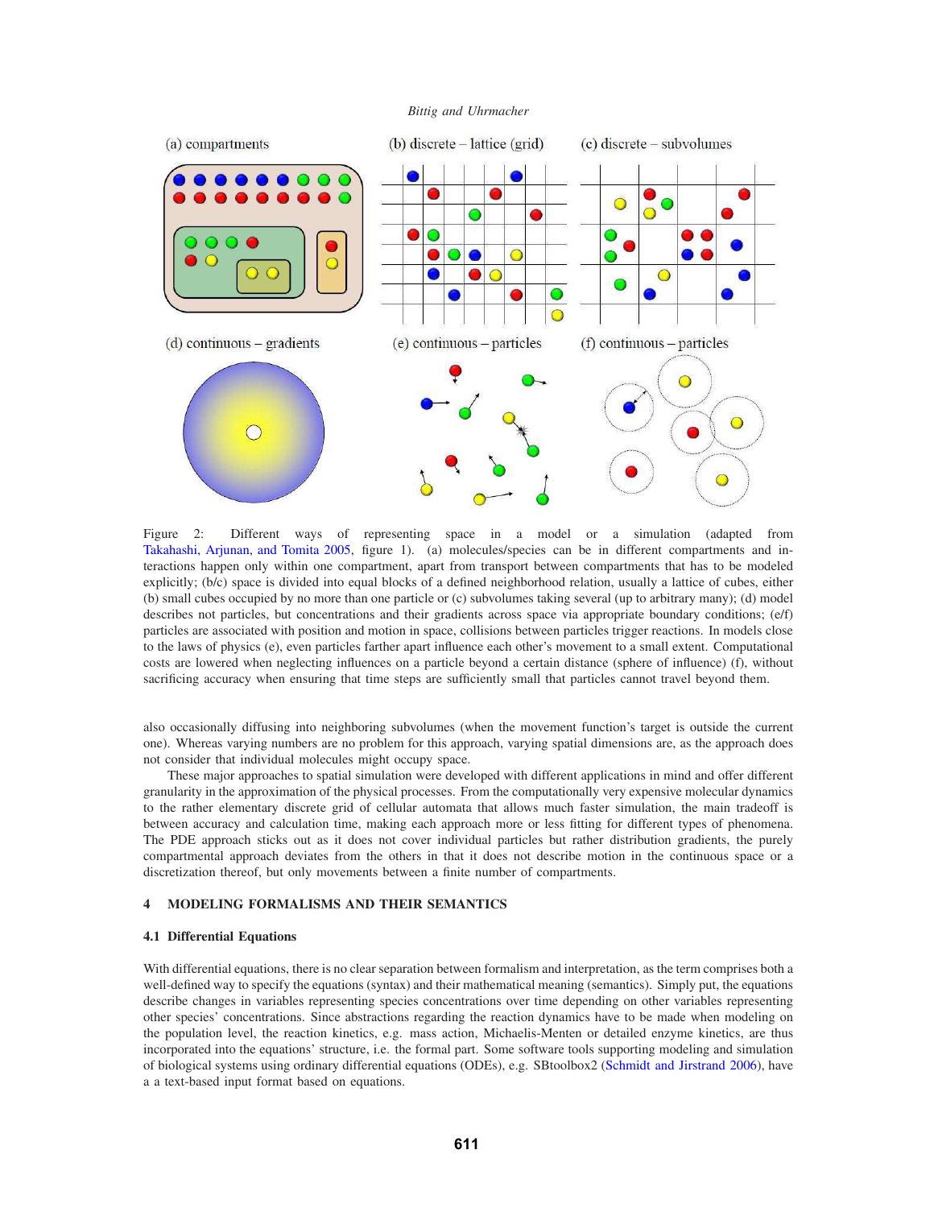Figure 2: Different ways of representing space in a model or a simulation (adapted from Takahashi, Arjunan, and Tomita 2005, figure 1). (a) molecules/species can be in different compartments and interactions happen only within one compartment, apart from transport between compartments that has to be modeled explicitly; (b/c) space is divided into equal blocks of a defined neighborhood relation, usually a lattice of cubes, either (b) small cubes occupied by no more than one particle or (c) subvolumes taking several (up to arbitrary many); (d) model describes not particles, but concentrations and their gradients across space via appropriate boundary conditions; (e/f) particles are associated with position and motion in space, collisions between particles trigger reactions. In models close to the laws of physics (e), even particles farther apart influence each other's movement to a small extent. Computational costs are lowered when neglecting influences on a particle beyond a certain distance (sphere of influence) (f), without sacrificing accuracy when ensuring that time steps are sufficiently small that particles cannot travel beyond them.

also occasionally diffusing into neighboring subvolumes (when the movement function's target is outside the current one). Whereas varying numbers are no problem for this approach, varying spatial dimensions are, as the approach does not consider that individual molecules might occupy space.

These major approaches to spatial simulation were developed with different applications in mind and offer different granularity in the approximation of the physical processes. From the computationally very expensive molecular dynamics to the rather elementary discrete grid of cellular automata that allows much faster simulation, the main tradeoff is between accuracy and calculation time, making each approach more or less fitting for different types of phenomena. The PDE approach sticks out as it does not cover individual particles but rather distribution gradients, the purely compartmental approach deviates from the others in that it does not describe motion in the continuous space or a discretization thereof, but only movements between a finite number of compartments.

## 4 MODELING FORMALISMS AND THEIR SEMANTICS

### 4.1 Differential Equations

With differential equations, there is no clear separation between formalism and interpretation, as the term comprises both a well-defined way to specify the equations (syntax) and their mathematical meaning (semantics). Simply put, the equations describe changes in variables representing species concentrations over time depending on other variables representing other species' concentrations. Since abstractions regarding the reaction dynamics have to be made when modeling on the population level, the reaction kinetics, e.g. mass action, Michaelis-Menten or detailed enzyme kinetics, are thus incorporated into the equations' structure, i.e. the formal part. Some software tools supporting modeling and simulation of biological systems using ordinary differential equations (ODEs), e.g. SBtoolbox2 (Schmidt and Jirstrand 2006), have a a text-based input format based on equations.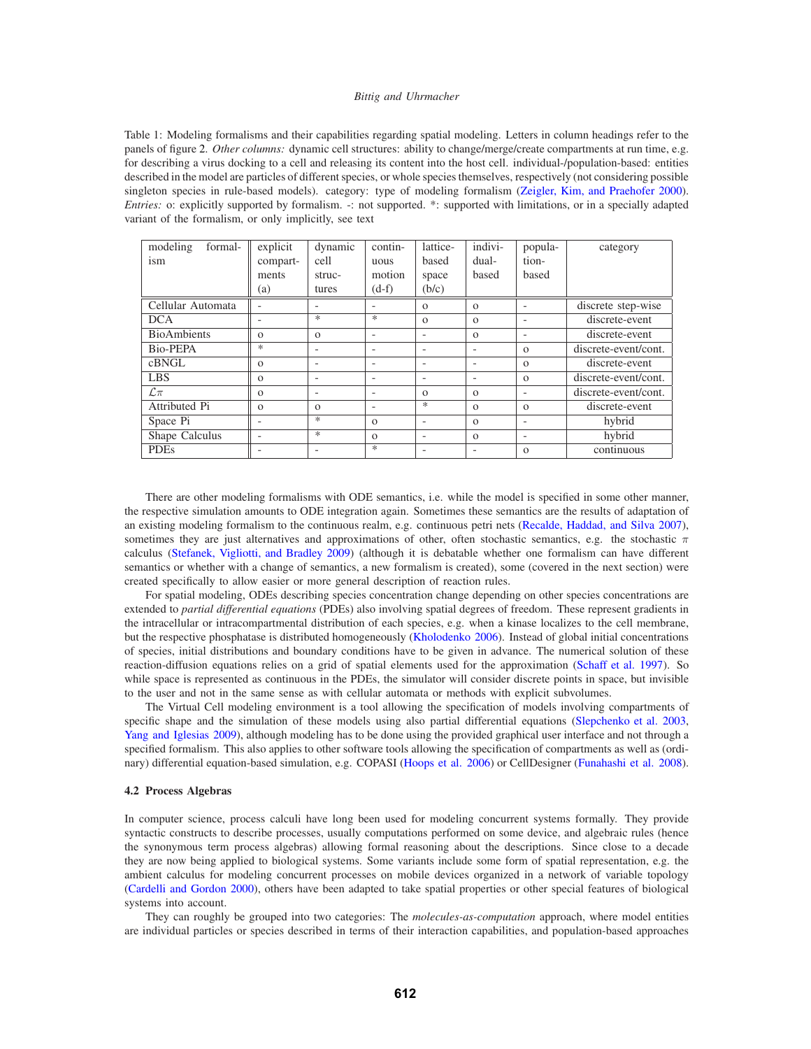Table 1: Modeling formalisms and their capabilities regarding spatial modeling. Letters in column headings refer to the panels of figure 2. *Other columns:* dynamic cell structures: ability to change/merge/create compartments at run time, e.g. for describing a virus docking to a cell and releasing its content into the host cell. individual-/population-based: entities described in the model are particles of different species, or whole species themselves, respectively (not considering possible singleton species in rule-based models). category: type of modeling formalism (Zeigler, Kim, and Praehofer 2000). *Entries:* o: explicitly supported by formalism. -: not supported. *: supported with limitations, or in a specially adapted variant of the formalism, or only implicitly, see text

| modeling formalism | explicit compartments (a) | dynamic cell structures | continuous motion (d-f) | lattice-based space (b/c) | individual-based | population-based | category |
|---|---|---|---|---|---|---|---|
| Cellular Automata | - | - | - | o | o | - | discrete step-wise |
| DCA | - | * | * | o | o | - | discrete-event |
| BioAmbients | o | o | - | - | o | - | discrete-event |
| Bio-PEPA | * | - | - | - | - | o | discrete-event/cont. |
| cBNGL | o | - | - | - | - | o | discrete-event |
| LBS | o | - | - | - | - | o | discrete-event/cont. |
| $\mathcal{L}\pi$ | o | - | - | o | o | - | discrete-event/cont. |
| Attributed Pi | o | o | - | * | o | o | discrete-event |
| Space Pi | - | * | o | - | o | - | hybrid |
| Shape Calculus | - | * | o | - | o | - | hybrid |
| PDEs | - | - | * | - | - | o | continuous |

There are other modeling formalisms with ODE semantics, i.e. while the model is specified in some other manner, the respective simulation amounts to ODE integration again. Sometimes these semantics are the results of adaptation of an existing modeling formalism to the continuous realm, e.g. continuous petri nets (Recalde, Haddad, and Silva 2007), sometimes they are just alternatives and approximations of other, often stochastic semantics, e.g. the stochastic $\pi$ calculus (Stefanek, Vigliotti, and Bradley 2009) (although it is debatable whether one formalism can have different semantics or whether with a change of semantics, a new formalism is created), some (covered in the next section) were created specifically to allow easier or more general description of reaction rules.

For spatial modeling, ODEs describing species concentration change depending on other species concentrations are extended to *partial differential equations* (PDEs) also involving spatial degrees of freedom. These represent gradients in the intracellular or intracompartmental distribution of each species, e.g. when a kinase localizes to the cell membrane, but the respective phosphatase is distributed homogeneously (Kholodenko 2006). Instead of global initial concentrations of species, initial distributions and boundary conditions have to be given in advance. The numerical solution of these reaction-diffusion equations relies on a grid of spatial elements used for the approximation (Schaff et al. 1997). So while space is represented as continuous in the PDEs, the simulator will consider discrete points in space, but invisible to the user and not in the same sense as with cellular automata or methods with explicit subvolumes.

The Virtual Cell modeling environment is a tool allowing the specification of models involving compartments of specific shape and the simulation of these models using also partial differential equations (Slepchenko et al. 2003, Yang and Iglesias 2009), although modeling has to be done using the provided graphical user interface and not through a specified formalism. This also applies to other software tools allowing the specification of compartments as well as (ordinary) differential equation-based simulation, e.g. COPASI (Hoops et al. 2006) or CellDesigner (Funahashi et al. 2008).

### 4.2 Process Algebras

In computer science, process calculi have long been used for modeling concurrent systems formally. They provide syntactic constructs to describe processes, usually computations performed on some device, and algebraic rules (hence the synonymous term process algebras) allowing formal reasoning about the descriptions. Since close to a decade they are now being applied to biological systems. Some variants include some form of spatial representation, e.g. the ambient calculus for modeling concurrent processes on mobile devices organized in a network of variable topology (Cardelli and Gordon 2000), others have been adapted to take spatial properties or other special features of biological systems into account.

They can roughly be grouped into two categories: The *molecules-as-computation* approach, where model entities are individual particles or species described in terms of their interaction capabilities, and population-based approaches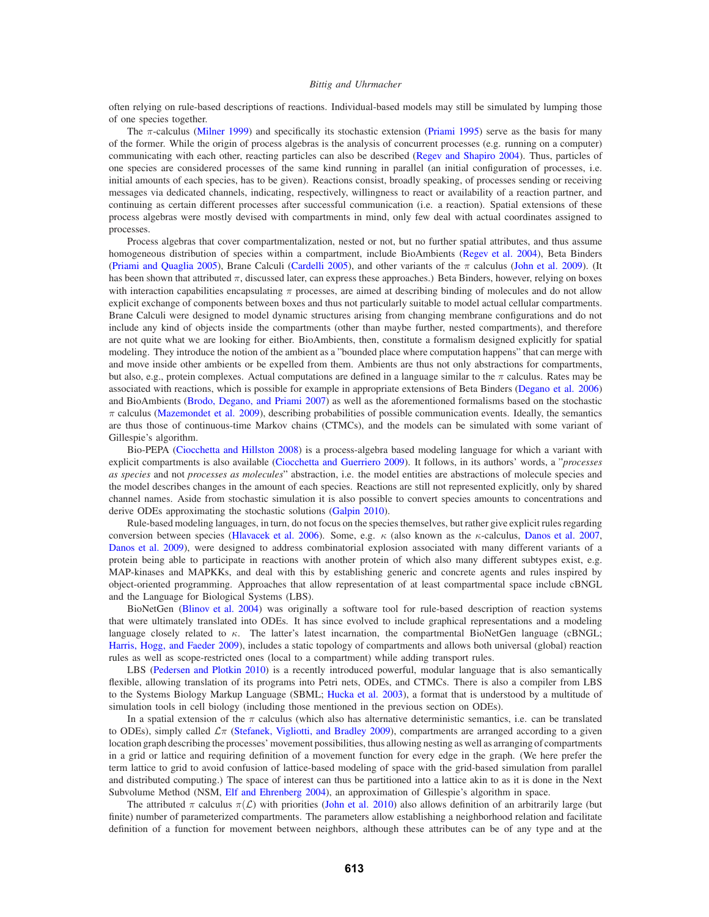often relying on rule-based descriptions of reactions. Individual-based models may still be simulated by lumping those of one species together.

The $\pi$-calculus (Milner 1999) and specifically its stochastic extension (Priami 1995) serve as the basis for many of the former. While the origin of process algebras is the analysis of concurrent processes (e.g. running on a computer) communicating with each other, reacting particles can also be described (Regev and Shapiro 2004). Thus, particles of one species are considered processes of the same kind running in parallel (an initial configuration of processes, i.e. initial amounts of each species, has to be given). Reactions consist, broadly speaking, of processes sending or receiving messages via dedicated channels, indicating, respectively, willingness to react or availability of a reaction partner, and continuing as certain different processes after successful communication (i.e. a reaction). Spatial extensions of these process algebras were mostly devised with compartments in mind, only few deal with actual coordinates assigned to processes.

Process algebras that cover compartmentalization, nested or not, but no further spatial attributes, and thus assume homogeneous distribution of species within a compartment, include BioAmbients (Regev et al. 2004), Beta Binders (Priami and Quaglia 2005), Brane Calculi (Cardelli 2005), and other variants of the $\pi$ calculus (John et al. 2009). (It has been shown that attributed $\pi$, discussed later, can express these approaches.) Beta Binders, however, relying on boxes with interaction capabilities encapsulating $\pi$ processes, are aimed at describing binding of molecules and do not allow explicit exchange of components between boxes and thus not particularly suitable to model actual cellular compartments. Brane Calculi were designed to model dynamic structures arising from changing membrane configurations and do not include any kind of objects inside the compartments (other than maybe further, nested compartments), and therefore are not quite what we are looking for either. BioAmbients, then, constitute a formalism designed explicitly for spatial modeling. They introduce the notion of the ambient as a "bounded place where computation happens" that can merge with and move inside other ambients or be expelled from them. Ambients are thus not only abstractions for compartments, but also, e.g., protein complexes. Actual computations are defined in a language similar to the $\pi$ calculus. Rates may be associated with reactions, which is possible for example in appropriate extensions of Beta Binders (Degano et al. 2006) and BioAmbients (Brodo, Degano, and Priami 2007) as well as the aforementioned formalisms based on the stochastic $\pi$ calculus (Mazemondet et al. 2009), describing probabilities of possible communication events. Ideally, the semantics are thus those of continuous-time Markov chains (CTMCs), and the models can be simulated with some variant of Gillespie's algorithm.

Bio-PEPA (Ciocchetta and Hillston 2008) is a process-algebra based modeling language for which a variant with explicit compartments is also available (Ciocchetta and Guerriero 2009). It follows, in its authors' words, a "*processes as species* and not *processes as molecules*" abstraction, i.e. the model entities are abstractions of molecule species and the model describes changes in the amount of each species. Reactions are still not represented explicitly, only by shared channel names. Aside from stochastic simulation it is also possible to convert species amounts to concentrations and derive ODEs approximating the stochastic solutions (Galpin 2010).

Rule-based modeling languages, in turn, do not focus on the species themselves, but rather give explicit rules regarding conversion between species (Hlavacek et al. 2006). Some, e.g. $\kappa$ (also known as the $\kappa$-calculus, Danos et al. 2007, Danos et al. 2009), were designed to address combinatorial explosion associated with many different variants of a protein being able to participate in reactions with another protein of which also many different subtypes exist, e.g. MAP-kinases and MAPKKs, and deal with this by establishing generic and concrete agents and rules inspired by object-oriented programming. Approaches that allow representation of at least compartmental space include cBNGL and the Language for Biological Systems (LBS).

BioNetGen (Blinov et al. 2004) was originally a software tool for rule-based description of reaction systems that were ultimately translated into ODEs. It has since evolved to include graphical representations and a modeling language closely related to $\kappa$. The latter's latest incarnation, the compartmental BioNetGen language (cBNGL; Harris, Hogg, and Faeder 2009), includes a static topology of compartments and allows both universal (global) reaction rules as well as scope-restricted ones (local to a compartment) while adding transport rules.

LBS (Pedersen and Plotkin 2010) is a recently introduced powerful, modular language that is also semantically flexible, allowing translation of its programs into Petri nets, ODEs, and CTMCs. There is also a compiler from LBS to the Systems Biology Markup Language (SBML; Hucka et al. 2003), a format that is understood by a multitude of simulation tools in cell biology (including those mentioned in the previous section on ODEs).

In a spatial extension of the $\pi$ calculus (which also has alternative deterministic semantics, i.e. can be translated to ODEs), simply called $\mathcal{L}\pi$ (Stefanek, Vigliotti, and Bradley 2009), compartments are arranged according to a given location graph describing the processes' movement possibilities, thus allowing nesting as well as arranging of compartments in a grid or lattice and requiring definition of a movement function for every edge in the graph. (We here prefer the term lattice to grid to avoid confusion of lattice-based modeling of space with the grid-based simulation from parallel and distributed computing.) The space of interest can thus be partitioned into a lattice akin to as it is done in the Next Subvolume Method (NSM, Elf and Ehrenberg 2004), an approximation of Gillespie's algorithm in space.

The attributed $\pi$ calculus $\pi(\mathcal{L})$ with priorities (John et al. 2010) also allows definition of an arbitrarily large (but finite) number of parameterized compartments. The parameters allow establishing a neighborhood relation and facilitate definition of a function for movement between neighbors, although these attributes can be of any type and at the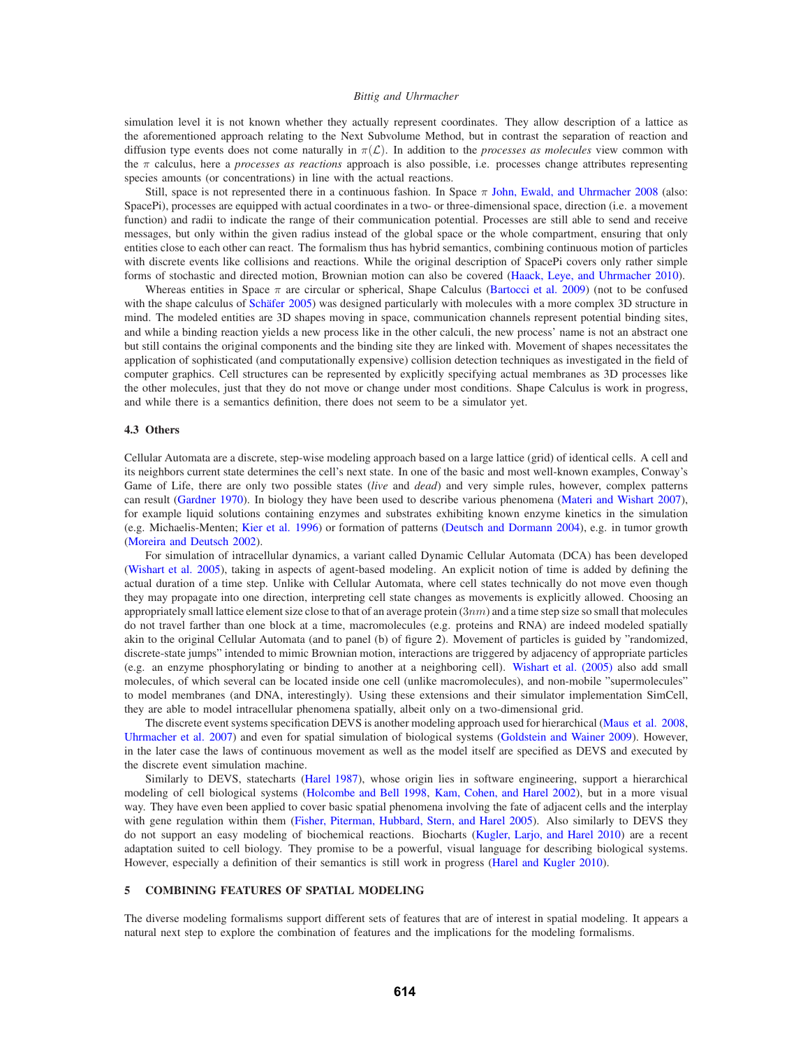simulation level it is not known whether they actually represent coordinates. They allow description of a lattice as the aforementioned approach relating to the Next Subvolume Method, but in contrast the separation of reaction and diffusion type events does not come naturally in $\pi(\mathcal{L})$. In addition to the *processes as molecules* view common with the $\pi$ calculus, here a *processes as reactions* approach is also possible, i.e. processes change attributes representing species amounts (or concentrations) in line with the actual reactions.

Still, space is not represented there in a continuous fashion. In Space $\pi$ John, Ewald, and Uhrmacher 2008 (also: SpacePi), processes are equipped with actual coordinates in a two- or three-dimensional space, direction (i.e. a movement function) and radii to indicate the range of their communication potential. Processes are still able to send and receive messages, but only within the given radius instead of the global space or the whole compartment, ensuring that only entities close to each other can react. The formalism thus has hybrid semantics, combining continuous motion of particles with discrete events like collisions and reactions. While the original description of SpacePi covers only rather simple forms of stochastic and directed motion, Brownian motion can also be covered (Haack, Leye, and Uhrmacher 2010).

Whereas entities in Space $\pi$ are circular or spherical, Shape Calculus (Bartocci et al. 2009) (not to be confused with the shape calculus of Schäfer 2005) was designed particularly with molecules with a more complex 3D structure in mind. The modeled entities are 3D shapes moving in space, communication channels represent potential binding sites, and while a binding reaction yields a new process like in the other calculi, the new process' name is not an abstract one but still contains the original components and the binding site they are linked with. Movement of shapes necessitates the application of sophisticated (and computationally expensive) collision detection techniques as investigated in the field of computer graphics. Cell structures can be represented by explicitly specifying actual membranes as 3D processes like the other molecules, just that they do not move or change under most conditions. Shape Calculus is work in progress, and while there is a semantics definition, there does not seem to be a simulator yet.

### 4.3 Others

Cellular Automata are a discrete, step-wise modeling approach based on a large lattice (grid) of identical cells. A cell and its neighbors current state determines the cell's next state. In one of the basic and most well-known examples, Conway's Game of Life, there are only two possible states (*live* and *dead*) and very simple rules, however, complex patterns can result (Gardner 1970). In biology they have been used to describe various phenomena (Materi and Wishart 2007), for example liquid solutions containing enzymes and substrates exhibiting known enzyme kinetics in the simulation (e.g. Michaelis-Menten; Kier et al. 1996) or formation of patterns (Deutsch and Dormann 2004), e.g. in tumor growth (Moreira and Deutsch 2002).

For simulation of intracellular dynamics, a variant called Dynamic Cellular Automata (DCA) has been developed (Wishart et al. 2005), taking in aspects of agent-based modeling. An explicit notion of time is added by defining the actual duration of a time step. Unlike with Cellular Automata, where cell states technically do not move even though they may propagate into one direction, interpreting cell state changes as movements is explicitly allowed. Choosing an appropriately small lattice element size close to that of an average protein ($3nm$) and a time step size so small that molecules do not travel farther than one block at a time, macromolecules (e.g. proteins and RNA) are indeed modeled spatially akin to the original Cellular Automata (and to panel (b) of figure 2). Movement of particles is guided by "randomized, discrete-state jumps" intended to mimic Brownian motion, interactions are triggered by adjacency of appropriate particles (e.g. an enzyme phosphorylating or binding to another at a neighboring cell). Wishart et al. (2005) also add small molecules, of which several can be located inside one cell (unlike macromolecules), and non-mobile "supermolecules" to model membranes (and DNA, interestingly). Using these extensions and their simulator implementation SimCell, they are able to model intracellular phenomena spatially, albeit only on a two-dimensional grid.

The discrete event systems specification DEVS is another modeling approach used for hierarchical (Maus et al. 2008, Uhrmacher et al. 2007) and even for spatial simulation of biological systems (Goldstein and Wainer 2009). However, in the later case the laws of continuous movement as well as the model itself are specified as DEVS and executed by the discrete event simulation machine.

Similarly to DEVS, statecharts (Harel 1987), whose origin lies in software engineering, support a hierarchical modeling of cell biological systems (Holcombe and Bell 1998, Kam, Cohen, and Harel 2002), but in a more visual way. They have even been applied to cover basic spatial phenomena involving the fate of adjacent cells and the interplay with gene regulation within them (Fisher, Piterman, Hubbard, Stern, and Harel 2005). Also similarly to DEVS they do not support an easy modeling of biochemical reactions. Biocharts (Kugler, Larjo, and Harel 2010) are a recent adaptation suited to cell biology. They promise to be a powerful, visual language for describing biological systems. However, especially a definition of their semantics is still work in progress (Harel and Kugler 2010).

## 5 COMBINING FEATURES OF SPATIAL MODELING

The diverse modeling formalisms support different sets of features that are of interest in spatial modeling. It appears a natural next step to explore the combination of features and the implications for the modeling formalisms.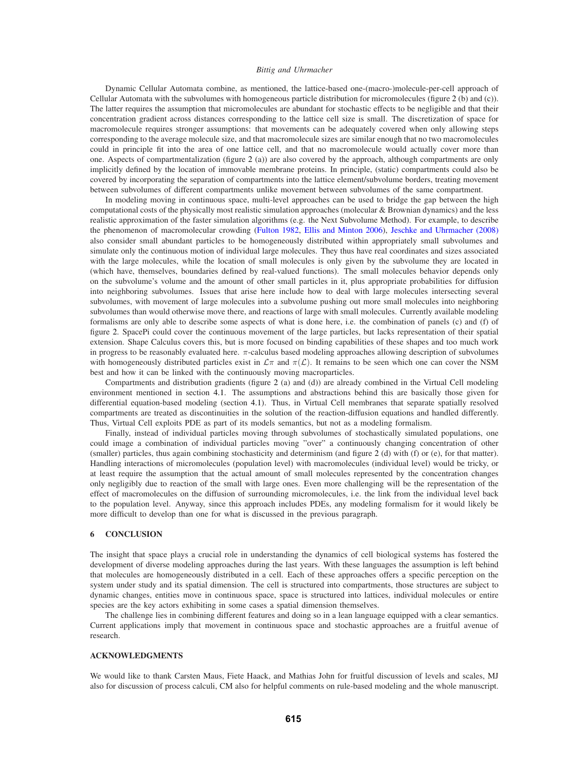Dynamic Cellular Automata combine, as mentioned, the lattice-based one-(macro-)molecule-per-cell approach of Cellular Automata with the subvolumes with homogeneous particle distribution for micromolecules (figure 2 (b) and (c)). The latter requires the assumption that micromolecules are abundant for stochastic effects to be negligible and that their concentration gradient across distances corresponding to the lattice cell size is small. The discretization of space for macromolecule requires stronger assumptions: that movements can be adequately covered when only allowing steps corresponding to the average molecule size, and that macromolecule sizes are similar enough that no two macromolecules could in principle fit into the area of one lattice cell, and that no macromolecule would actually cover more than one. Aspects of compartmentalization (figure 2 (a)) are also covered by the approach, although compartments are only implicitly defined by the location of immovable membrane proteins. In principle, (static) compartments could also be covered by incorporating the separation of compartments into the lattice element/subvolume borders, treating movement between subvolumes of different compartments unlike movement between subvolumes of the same compartment.

In modeling moving in continuous space, multi-level approaches can be used to bridge the gap between the high computational costs of the physically most realistic simulation approaches (molecular & Brownian dynamics) and the less realistic approximation of the faster simulation algorithms (e.g. the Next Subvolume Method). For example, to describe the phenomenon of macromolecular crowding (Fulton 1982, Ellis and Minton 2006), Jeschke and Uhrmacher (2008) also consider small abundant particles to be homogeneously distributed within appropriately small subvolumes and simulate only the continuous motion of individual large molecules. They thus have real coordinates and sizes associated with the large molecules, while the location of small molecules is only given by the subvolume they are located in (which have, themselves, boundaries defined by real-valued functions). The small molecules behavior depends only on the subvolume's volume and the amount of other small particles in it, plus appropriate probabilities for diffusion into neighboring subvolumes. Issues that arise here include how to deal with large molecules intersecting several subvolumes, with movement of large molecules into a subvolume pushing out more small molecules into neighboring subvolumes than would otherwise move there, and reactions of large with small molecules. Currently available modeling formalisms are only able to describe some aspects of what is done here, i.e. the combination of panels (c) and (f) of figure 2. SpacePi could cover the continuous movement of the large particles, but lacks representation of their spatial extension. Shape Calculus covers this, but is more focused on binding capabilities of these shapes and too much work in progress to be reasonably evaluated here. $\pi$-calculus based modeling approaches allowing description of subvolumes with homogeneously distributed particles exist in $\mathcal{L}\pi$ and $\pi(\mathcal{L})$. It remains to be seen which one can cover the NSM best and how it can be linked with the continuously moving macroparticles.

Compartments and distribution gradients (figure 2 (a) and (d)) are already combined in the Virtual Cell modeling environment mentioned in section 4.1. The assumptions and abstractions behind this are basically those given for differential equation-based modeling (section 4.1). Thus, in Virtual Cell membranes that separate spatially resolved compartments are treated as discontinuities in the solution of the reaction-diffusion equations and handled differently. Thus, Virtual Cell exploits PDE as part of its models semantics, but not as a modeling formalism.

Finally, instead of individual particles moving through subvolumes of stochastically simulated populations, one could image a combination of individual particles moving "over" a continuously changing concentration of other (smaller) particles, thus again combining stochasticity and determinism (and figure 2 (d) with (f) or (e), for that matter). Handling interactions of micromolecules (population level) with macromolecules (individual level) would be tricky, or at least require the assumption that the actual amount of small molecules represented by the concentration changes only negligibly due to reaction of the small with large ones. Even more challenging will be the representation of the effect of macromolecules on the diffusion of surrounding micromolecules, i.e. the link from the individual level back to the population level. Anyway, since this approach includes PDEs, any modeling formalism for it would likely be more difficult to develop than one for what is discussed in the previous paragraph.

## 6 CONCLUSION

The insight that space plays a crucial role in understanding the dynamics of cell biological systems has fostered the development of diverse modeling approaches during the last years. With these languages the assumption is left behind that molecules are homogeneously distributed in a cell. Each of these approaches offers a specific perception on the system under study and its spatial dimension. The cell is structured into compartments, those structures are subject to dynamic changes, entities move in continuous space, space is structured into lattices, individual molecules or entire species are the key actors exhibiting in some cases a spatial dimension themselves.

The challenge lies in combining different features and doing so in a lean language equipped with a clear semantics. Current applications imply that movement in continuous space and stochastic approaches are a fruitful avenue of research.

## ACKNOWLEDGMENTS

We would like to thank Carsten Maus, Fiete Haack, and Mathias John for fruitful discussion of levels and scales, MJ also for discussion of process calculi, CM also for helpful comments on rule-based modeling and the whole manuscript.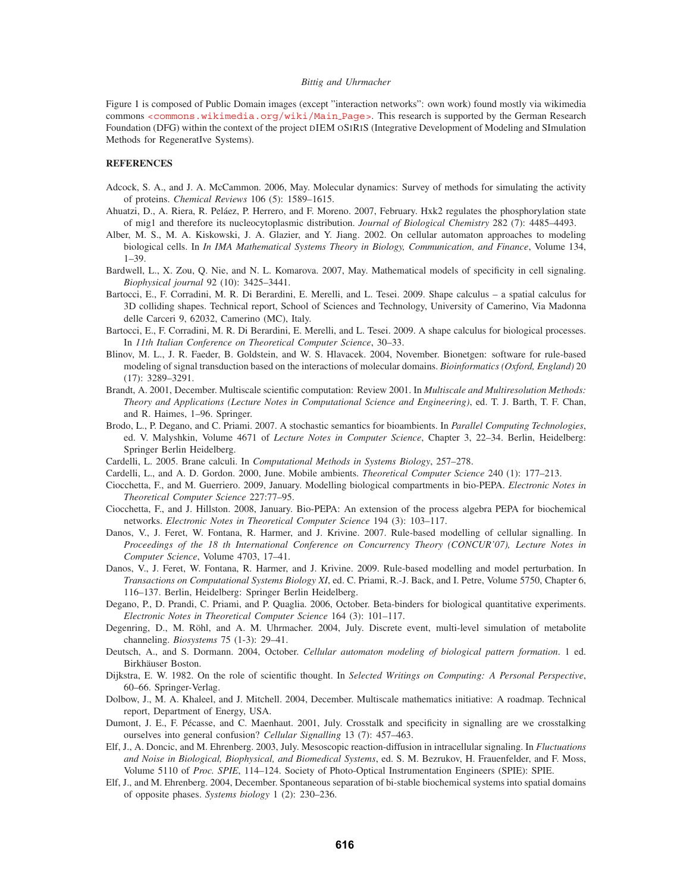Figure 1 is composed of Public Domain images (except "interaction networks": own work) found mostly via wikimedia commons <commons.wikimedia.org/wiki/Main_Page>. This research is supported by the German Research Foundation (DFG) within the context of the project DIEM OSIRIS (Integrative Development of Modeling and SImulation Methods for RegeneratIve Systems).

## REFERENCES

Adcock, S. A., and J. A. McCammon. 2006, May. Molecular dynamics: Survey of methods for simulating the activity of proteins. *Chemical Reviews* 106 (5): 1589–1615.

Ahuatzi, D., A. Riera, R. Peláez, P. Herrero, and F. Moreno. 2007, February. Hxk2 regulates the phosphorylation state of mig1 and therefore its nucleocytoplasmic distribution. *Journal of Biological Chemistry* 282 (7): 4485–4493.

Alber, M. S., M. A. Kiskowski, J. A. Glazier, and Y. Jiang. 2002. On cellular automaton approaches to modeling biological cells. In *In IMA Mathematical Systems Theory in Biology, Communication, and Finance*, Volume 134, 1–39.

Bardwell, L., X. Zou, Q. Nie, and N. L. Komarova. 2007, May. Mathematical models of specificity in cell signaling. *Biophysical journal* 92 (10): 3425–3441.

Bartocci, E., F. Corradini, M. R. Di Berardini, E. Merelli, and L. Tesei. 2009. Shape calculus – a spatial calculus for 3D colliding shapes. Technical report, School of Sciences and Technology, University of Camerino, Via Madonna delle Carceri 9, 62032, Camerino (MC), Italy.

Bartocci, E., F. Corradini, M. R. Di Berardini, E. Merelli, and L. Tesei. 2009. A shape calculus for biological processes. In *11th Italian Conference on Theoretical Computer Science*, 30–33.

Blinov, M. L., J. R. Faeder, B. Goldstein, and W. S. Hlavacek. 2004, November. Bionetgen: software for rule-based modeling of signal transduction based on the interactions of molecular domains. *Bioinformatics (Oxford, England)* 20 (17): 3289–3291.

Brandt, A. 2001, December. Multiscale scientific computation: Review 2001. In *Multiscale and Multiresolution Methods: Theory and Applications (Lecture Notes in Computational Science and Engineering)*, ed. T. J. Barth, T. F. Chan, and R. Haimes, 1–96. Springer.

Brodo, L., P. Degano, and C. Priami. 2007. A stochastic semantics for bioambients. In *Parallel Computing Technologies*, ed. V. Malyshkin, Volume 4671 of *Lecture Notes in Computer Science*, Chapter 3, 22–34. Berlin, Heidelberg: Springer Berlin Heidelberg.

Cardelli, L. 2005. Brane calculi. In *Computational Methods in Systems Biology*, 257–278.

Cardelli, L., and A. D. Gordon. 2000, June. Mobile ambients. *Theoretical Computer Science* 240 (1): 177–213.

Ciocchetta, F., and M. Guerriero. 2009, January. Modelling biological compartments in bio-PEPA. *Electronic Notes in Theoretical Computer Science* 227:77–95.

Ciocchetta, F., and J. Hillston. 2008, January. Bio-PEPA: An extension of the process algebra PEPA for biochemical networks. *Electronic Notes in Theoretical Computer Science* 194 (3): 103–117.

Danos, V., J. Feret, W. Fontana, R. Harmer, and J. Krivine. 2007. Rule-based modelling of cellular signalling. In *Proceedings of the 18 th International Conference on Concurrency Theory (CONCUR'07), Lecture Notes in Computer Science*, Volume 4703, 17–41.

Danos, V., J. Feret, W. Fontana, R. Harmer, and J. Krivine. 2009. Rule-based modelling and model perturbation. In *Transactions on Computational Systems Biology XI*, ed. C. Priami, R.-J. Back, and I. Petre, Volume 5750, Chapter 6, 116–137. Berlin, Heidelberg: Springer Berlin Heidelberg.

Degano, P., D. Prandi, C. Priami, and P. Quaglia. 2006, October. Beta-binders for biological quantitative experiments. *Electronic Notes in Theoretical Computer Science* 164 (3): 101–117.

Degenring, D., M. Röhl, and A. M. Uhrmacher. 2004, July. Discrete event, multi-level simulation of metabolite channeling. *Biosystems* 75 (1-3): 29–41.

Deutsch, A., and S. Dormann. 2004, October. *Cellular automaton modeling of biological pattern formation*. 1 ed. Birkhäuser Boston.

Dijkstra, E. W. 1982. On the role of scientific thought. In *Selected Writings on Computing: A Personal Perspective*, 60–66. Springer-Verlag.

Dolbow, J., M. A. Khaleel, and J. Mitchell. 2004, December. Multiscale mathematics initiative: A roadmap. Technical report, Department of Energy, USA.

Dumont, J. E., F. Pécasse, and C. Maenhaut. 2001, July. Crosstalk and specificity in signalling are we crosstalking ourselves into general confusion? *Cellular Signalling* 13 (7): 457–463.

Elf, J., A. Doncic, and M. Ehrenberg. 2003, July. Mesoscopic reaction-diffusion in intracellular signaling. In *Fluctuations and Noise in Biological, Biophysical, and Biomedical Systems*, ed. S. M. Bezrukov, H. Frauenfelder, and F. Moss, Volume 5110 of *Proc. SPIE*, 114–124. Society of Photo-Optical Instrumentation Engineers (SPIE): SPIE.

Elf, J., and M. Ehrenberg. 2004, December. Spontaneous separation of bi-stable biochemical systems into spatial domains of opposite phases. *Systems biology* 1 (2): 230–236.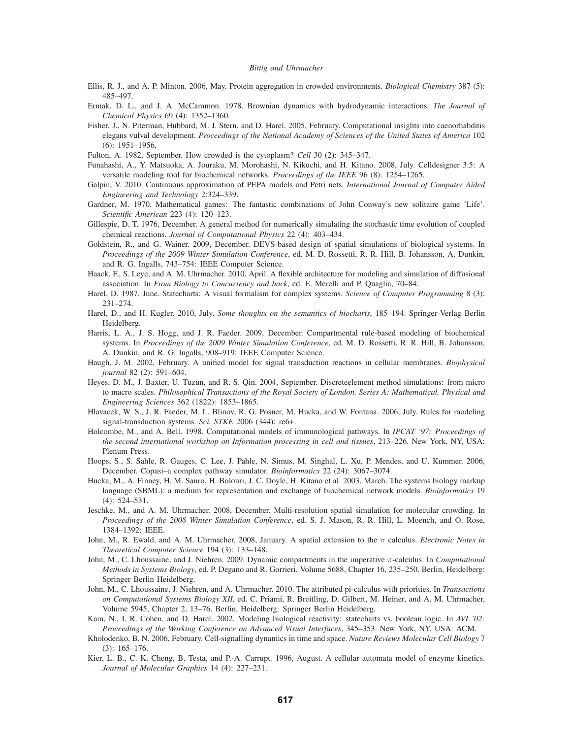Ellis, R. J., and A. P. Minton. 2006, May. Protein aggregation in crowded environments. *Biological Chemistry* 387 (5): 485–497.

Ermak, D. L., and J. A. McCammon. 1978. Brownian dynamics with hydrodynamic interactions. *The Journal of Chemical Physics* 69 (4): 1352–1360.

Fisher, J., N. Piterman, Hubbard, M. J. Stern, and D. Harel. 2005, February. Computational insights into caenorhabditis elegans vulval development. *Proceedings of the National Academy of Sciences of the United States of America* 102 (6): 1951–1956.

Fulton, A. 1982, September. How crowded is the cytoplasm? *Cell* 30 (2): 345–347.

Funahashi, A., Y. Matsuoka, A. Jouraku, M. Morohashi, N. Kikuchi, and H. Kitano. 2008, July. Celldesigner 3.5: A versatile modeling tool for biochemical networks. *Proceedings of the IEEE* 96 (8): 1254–1265.

Galpin, V. 2010. Continuous approximation of PEPA models and Petri nets. *International Journal of Computer Aided Engineering and Technology* 2:324–339.

Gardner, M. 1970. Mathematical games: The fantastic combinations of John Conway's new solitaire game 'Life'. *Scientific American* 223 (4): 120–123.

Gillespie, D. T. 1976, December. A general method for numerically simulating the stochastic time evolution of coupled chemical reactions. *Journal of Computational Physics* 22 (4): 403–434.

Goldstein, R., and G. Wainer. 2009, December. DEVS-based design of spatial simulations of biological systems. In *Proceedings of the 2009 Winter Simulation Conference*, ed. M. D. Rossetti, R. R. Hill, B. Johansson, A. Dunkin, and R. G. Ingalls, 743–754: IEEE Computer Science.

Haack, F., S. Leye, and A. M. Uhrmacher. 2010, April. A flexible architecture for modeling and simulation of diffusional association. In *From Biology to Concurrency and back*, ed. E. Merelli and P. Quaglia, 70–84.

Harel, D. 1987, June. Statecharts: A visual formalism for complex systems. *Science of Computer Programming* 8 (3): 231–274.

Harel, D., and H. Kugler. 2010, July. *Some thoughts on the semantics of biocharts*, 185–194. Springer-Verlag Berlin Heidelberg.

Harris, L. A., J. S. Hogg, and J. R. Faeder. 2009, December. Compartmental rule-based modeling of biochemical systems. In *Proceedings of the 2009 Winter Simulation Conference*, ed. M. D. Rossetti, R. R. Hill, B. Johansson, A. Dunkin, and R. G. Ingalls, 908–919: IEEE Computer Science.

Haugh, J. M. 2002, February. A unified model for signal transduction reactions in cellular membranes. *Biophysical journal* 82 (2): 591–604.

Heyes, D. M., J. Baxter, U. Tüzün, and R. S. Qin. 2004, September. Discreteelement method simulations: from micro to macro scales. *Philosophical Transactions of the Royal Society of London. Series A: Mathematical, Physical and Engineering Sciences* 362 (1822): 1853–1865.

Hlavacek, W. S., J. R. Faeder, M. L. Blinov, R. G. Posner, M. Hucka, and W. Fontana. 2006, July. Rules for modeling signal-transduction systems. *Sci. STKE* 2006 (344): re6+.

Holcombe, M., and A. Bell. 1998. Computational models of immunological pathways. In *IPCAT '97: Proceedings of the second international workshop on Information processing in cell and tissues*, 213–226. New York, NY, USA: Plenum Press.

Hoops, S., S. Sahle, R. Gauges, C. Lee, J. Pahle, N. Simus, M. Singhal, L. Xu, P. Mendes, and U. Kummer. 2006, December. Copasi–a complex pathway simulator. *Bioinformatics* 22 (24): 3067–3074.

Hucka, M., A. Finney, H. M. Sauro, H. Bolouri, J. C. Doyle, H. Kitano et al. 2003, March. The systems biology markup language (SBML): a medium for representation and exchange of biochemical network models. *Bioinformatics* 19 (4): 524–531.

Jeschke, M., and A. M. Uhrmacher. 2008, December. Multi-resolution spatial simulation for molecular crowding. In *Proceedings of the 2008 Winter Simulation Conference*, ed. S. J. Mason, R. R. Hill, L. Moench, and O. Rose, 1384–1392: IEEE.

John, M., R. Ewald, and A. M. Uhrmacher. 2008, January. A spatial extension to the $\pi$ calculus. *Electronic Notes in Theoretical Computer Science* 194 (3): 133–148.

John, M., C. Lhoussaine, and J. Niehren. 2009. Dynamic compartments in the imperative $\pi$-calculus. In *Computational Methods in Systems Biology*, ed. P. Degano and R. Gorrieri, Volume 5688, Chapter 16, 235–250. Berlin, Heidelberg: Springer Berlin Heidelberg.

John, M., C. Lhoussaine, J. Niehren, and A. Uhrmacher. 2010. The attributed pi-calculus with priorities. In *Transactions on Computational Systems Biology XII*, ed. C. Priami, R. Breitling, D. Gilbert, M. Heiner, and A. M. Uhrmacher, Volume 5945, Chapter 2, 13–76. Berlin, Heidelberg: Springer Berlin Heidelberg.

Kam, N., I. R. Cohen, and D. Harel. 2002. Modeling biological reactivity: statecharts vs. boolean logic. In *AVI '02: Proceedings of the Working Conference on Advanced Visual Interfaces*, 345–353. New York, NY, USA: ACM.

Kholodenko, B. N. 2006, February. Cell-signalling dynamics in time and space. *Nature Reviews Molecular Cell Biology* 7 (3): 165–176.

Kier, L. B., C. K. Cheng, B. Testa, and P.-A. Carrupt. 1996, August. A cellular automata model of enzyme kinetics. *Journal of Molecular Graphics* 14 (4): 227–231.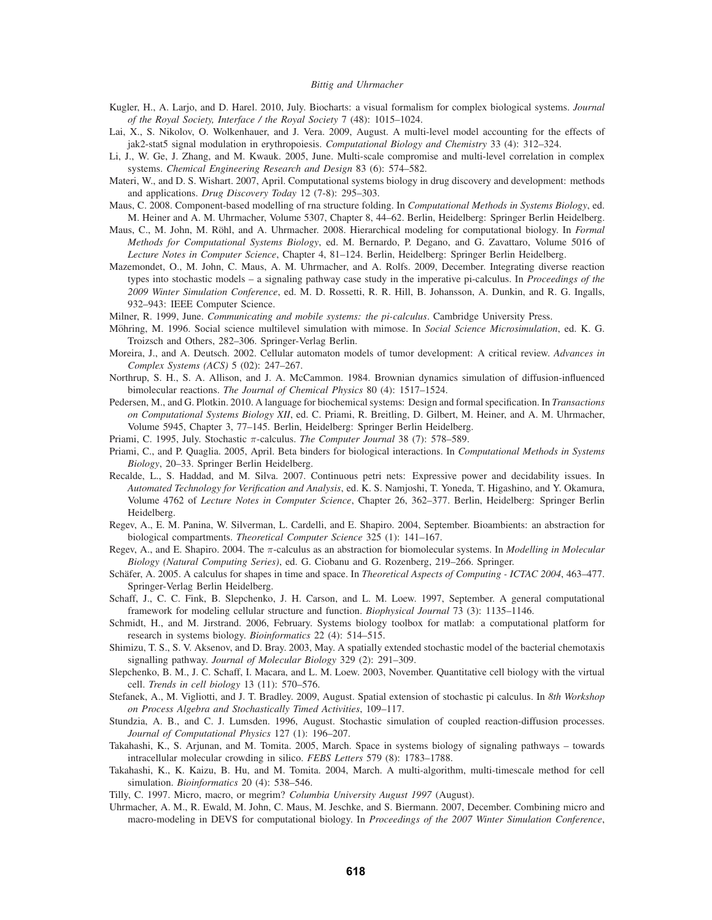Kugler, H., A. Larjo, and D. Harel. 2010, July. Biocharts: a visual formalism for complex biological systems. *Journal of the Royal Society, Interface / the Royal Society* 7 (48): 1015–1024.

Lai, X., S. Nikolov, O. Wolkenhauer, and J. Vera. 2009, August. A multi-level model accounting for the effects of jak2-stat5 signal modulation in erythropoiesis. *Computational Biology and Chemistry* 33 (4): 312–324.

Li, J., W. Ge, J. Zhang, and M. Kwauk. 2005, June. Multi-scale compromise and multi-level correlation in complex systems. *Chemical Engineering Research and Design* 83 (6): 574–582.

Materi, W., and D. S. Wishart. 2007, April. Computational systems biology in drug discovery and development: methods and applications. *Drug Discovery Today* 12 (7-8): 295–303.

Maus, C. 2008. Component-based modelling of rna structure folding. In *Computational Methods in Systems Biology*, ed. M. Heiner and A. M. Uhrmacher, Volume 5307, Chapter 8, 44–62. Berlin, Heidelberg: Springer Berlin Heidelberg.

Maus, C., M. John, M. Röhl, and A. Uhrmacher. 2008. Hierarchical modeling for computational biology. In *Formal Methods for Computational Systems Biology*, ed. M. Bernardo, P. Degano, and G. Zavattaro, Volume 5016 of *Lecture Notes in Computer Science*, Chapter 4, 81–124. Berlin, Heidelberg: Springer Berlin Heidelberg.

Mazemondet, O., M. John, C. Maus, A. M. Uhrmacher, and A. Rolfs. 2009, December. Integrating diverse reaction types into stochastic models – a signaling pathway case study in the imperative pi-calculus. In *Proceedings of the 2009 Winter Simulation Conference*, ed. M. D. Rossetti, R. R. Hill, B. Johansson, A. Dunkin, and R. G. Ingalls, 932–943: IEEE Computer Science.

Milner, R. 1999, June. *Communicating and mobile systems: the pi-calculus*. Cambridge University Press.

Möhring, M. 1996. Social science multilevel simulation with mimose. In *Social Science Microsimulation*, ed. K. G. Troizsch and Others, 282–306. Springer-Verlag Berlin.

Moreira, J., and A. Deutsch. 2002. Cellular automaton models of tumor development: A critical review. *Advances in Complex Systems (ACS)* 5 (02): 247–267.

Northrup, S. H., S. A. Allison, and J. A. McCammon. 1984. Brownian dynamics simulation of diffusion-influenced bimolecular reactions. *The Journal of Chemical Physics* 80 (4): 1517–1524.

Pedersen, M., and G. Plotkin. 2010. A language for biochemical systems: Design and formal specification. In *Transactions on Computational Systems Biology XII*, ed. C. Priami, R. Breitling, D. Gilbert, M. Heiner, and A. M. Uhrmacher, Volume 5945, Chapter 3, 77–145. Berlin, Heidelberg: Springer Berlin Heidelberg.

Priami, C. 1995, July. Stochastic $\pi$-calculus. *The Computer Journal* 38 (7): 578–589.

Priami, C., and P. Quaglia. 2005, April. Beta binders for biological interactions. In *Computational Methods in Systems Biology*, 20–33. Springer Berlin Heidelberg.

Recalde, L., S. Haddad, and M. Silva. 2007. Continuous petri nets: Expressive power and decidability issues. In *Automated Technology for Verification and Analysis*, ed. K. S. Namjoshi, T. Yoneda, T. Higashino, and Y. Okamura, Volume 4762 of *Lecture Notes in Computer Science*, Chapter 26, 362–377. Berlin, Heidelberg: Springer Berlin Heidelberg.

Regev, A., E. M. Panina, W. Silverman, L. Cardelli, and E. Shapiro. 2004, September. Bioambients: an abstraction for biological compartments. *Theoretical Computer Science* 325 (1): 141–167.

Regev, A., and E. Shapiro. 2004. The $\pi$-calculus as an abstraction for biomolecular systems. In *Modelling in Molecular Biology (Natural Computing Series)*, ed. G. Ciobanu and G. Rozenberg, 219–266. Springer.

Schäfer, A. 2005. A calculus for shapes in time and space. In *Theoretical Aspects of Computing - ICTAC 2004*, 463–477. Springer-Verlag Berlin Heidelberg.

Schaff, J., C. C. Fink, B. Slepchenko, J. H. Carson, and L. M. Loew. 1997, September. A general computational framework for modeling cellular structure and function. *Biophysical Journal* 73 (3): 1135–1146.

Schmidt, H., and M. Jirstrand. 2006, February. Systems biology toolbox for matlab: a computational platform for research in systems biology. *Bioinformatics* 22 (4): 514–515.

Shimizu, T. S., S. V. Aksenov, and D. Bray. 2003, May. A spatially extended stochastic model of the bacterial chemotaxis signalling pathway. *Journal of Molecular Biology* 329 (2): 291–309.

Slepchenko, B. M., J. C. Schaff, I. Macara, and L. M. Loew. 2003, November. Quantitative cell biology with the virtual cell. *Trends in cell biology* 13 (11): 570–576.

Stefanek, A., M. Vigliotti, and J. T. Bradley. 2009, August. Spatial extension of stochastic pi calculus. In *8th Workshop on Process Algebra and Stochastically Timed Activities*, 109–117.

Stundzia, A. B., and C. J. Lumsden. 1996, August. Stochastic simulation of coupled reaction-diffusion processes. *Journal of Computational Physics* 127 (1): 196–207.

Takahashi, K., S. Arjunan, and M. Tomita. 2005, March. Space in systems biology of signaling pathways – towards intracellular molecular crowding in silico. *FEBS Letters* 579 (8): 1783–1788.

Takahashi, K., K. Kaizu, B. Hu, and M. Tomita. 2004, March. A multi-algorithm, multi-timescale method for cell simulation. *Bioinformatics* 20 (4): 538–546.

Tilly, C. 1997. Micro, macro, or megrim? *Columbia University August 1997* (August).

Uhrmacher, A. M., R. Ewald, M. John, C. Maus, M. Jeschke, and S. Biermann. 2007, December. Combining micro and macro-modeling in DEVS for computational biology. In *Proceedings of the 2007 Winter Simulation Conference*,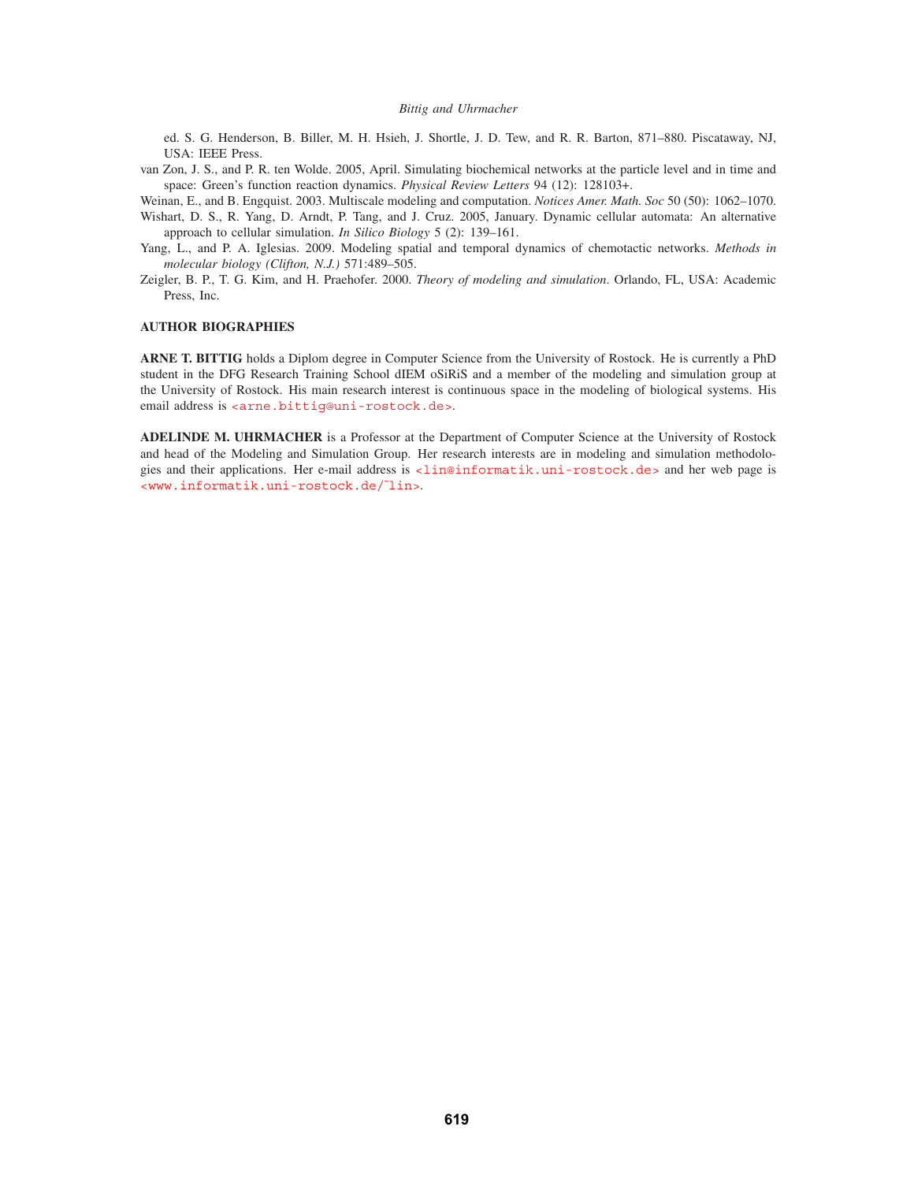ed. S. G. Henderson, B. Biller, M. H. Hsieh, J. Shortle, J. D. Tew, and R. R. Barton, 871–880. Piscataway, NJ, USA: IEEE Press.

van Zon, J. S., and P. R. ten Wolde. 2005, April. Simulating biochemical networks at the particle level and in time and space: Green's function reaction dynamics. *Physical Review Letters* 94 (12): 128103+.

Weinan, E., and B. Engquist. 2003. Multiscale modeling and computation. *Notices Amer. Math. Soc* 50 (50): 1062–1070.

Wishart, D. S., R. Yang, D. Arndt, P. Tang, and J. Cruz. 2005, January. Dynamic cellular automata: An alternative approach to cellular simulation. *In Silico Biology* 5 (2): 139–161.

Yang, L., and P. A. Iglesias. 2009. Modeling spatial and temporal dynamics of chemotactic networks. *Methods in molecular biology (Clifton, N.J.)* 571:489–505.

Zeigler, B. P., T. G. Kim, and H. Praehofer. 2000. *Theory of modeling and simulation*. Orlando, FL, USA: Academic Press, Inc.

## AUTHOR BIOGRAPHIES

**ARNE T. BITTIG** holds a Diplom degree in Computer Science from the University of Rostock. He is currently a PhD student in the DFG Research Training School dIEM oSiRiS and a member of the modeling and simulation group at the University of Rostock. His main research interest is continuous space in the modeling of biological systems. His email address is <arne.bittig@uni-rostock.de>.

**ADELINDE M. UHRMACHER** is a Professor at the Department of Computer Science at the University of Rostock and head of the Modeling and Simulation Group. Her research interests are in modeling and simulation methodologies and their applications. Her e-mail address is <lin@informatik.uni-rostock.de> and her web page is <www.informatik.uni-rostock.de/~lin>.